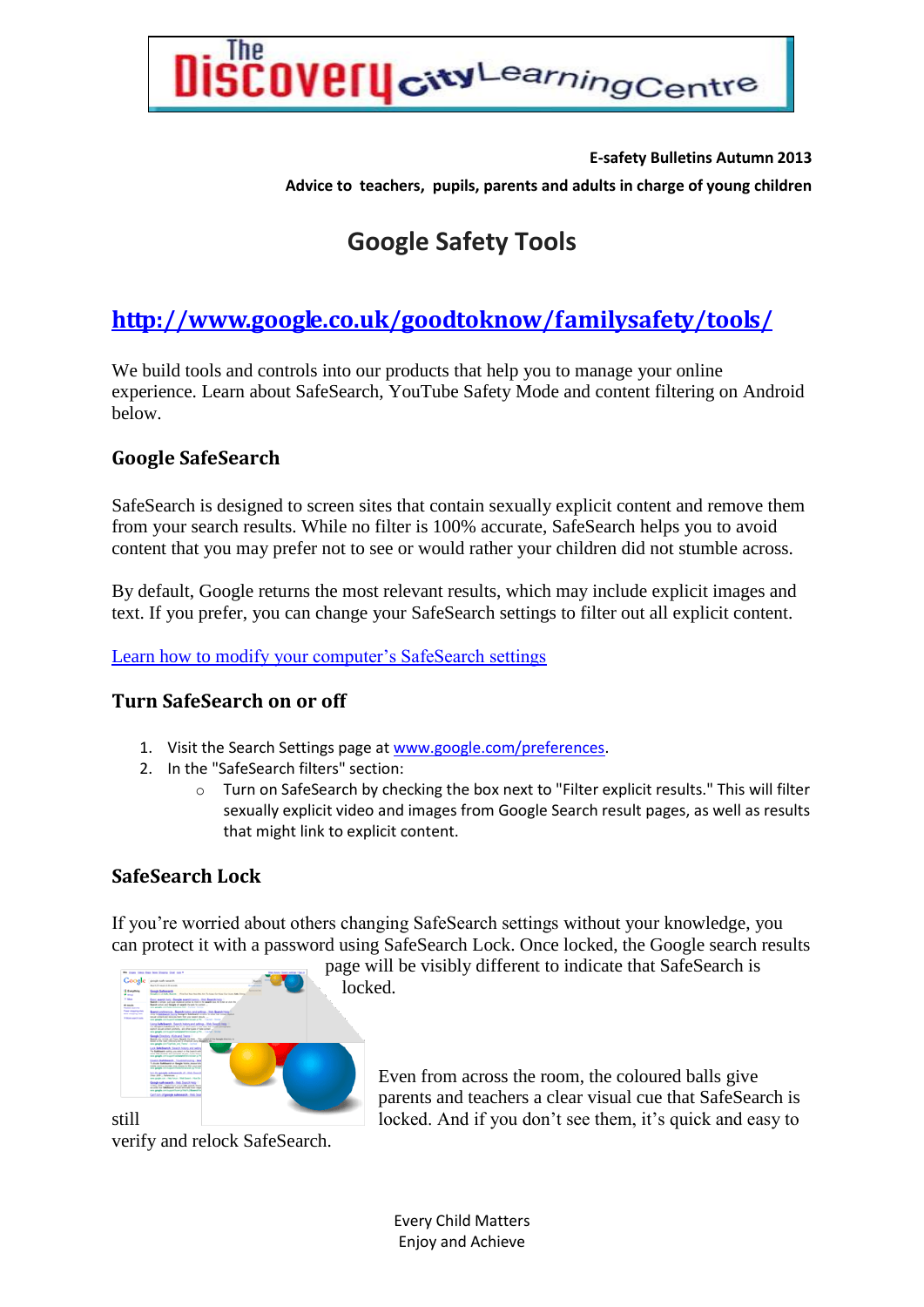**E-safety Bulletins Autumn 2013**

**Advice to teachers, pupils, parents and adults in charge of young children**

# Google Safety Tools

## http://www.google.co.uk/goodtoknow/familysafety/tools/

We build tools and controls into our products that help you to manage your online experience. Learn about SafeSearch, YouTube Safety Mode and content filtering on Android below.

### Google SafeSearch

SafeSearch is designed to screen sites that contain sexually explicit content and remove them from your search results. While no filter is 100% accurate, SafeSearch helps you to avoid content that you may prefer not to see or would rather your children did not stumble across.

By default, Google returns the most relevant results, which may include explicit images and text. If you prefer, you can change your SafeSearch settings to filter out all explicit content.

Learn how to modify your computer's SafeSearch settings

### Turn SafeSearch on or off

1. Visit the Search Settings page at www.google.com/preferences.
2. In the "SafeSearch filters" section:
   - Turn on SafeSearch by checking the box next to "Filter explicit results." This will filter sexually explicit video and images from Google Search result pages, as well as results that might link to explicit content.

### SafeSearch Lock

If you're worried about others changing SafeSearch settings without your knowledge, you can protect it with a password using SafeSearch Lock. Once locked, the Google search results page will be visibly different to indicate that SafeSearch is locked.

Even from across the room, the coloured balls give parents and teachers a clear visual cue that SafeSearch is still locked. And if you don't see them, it's quick and easy to verify and relock SafeSearch.

Every Child Matters
Enjoy and Achieve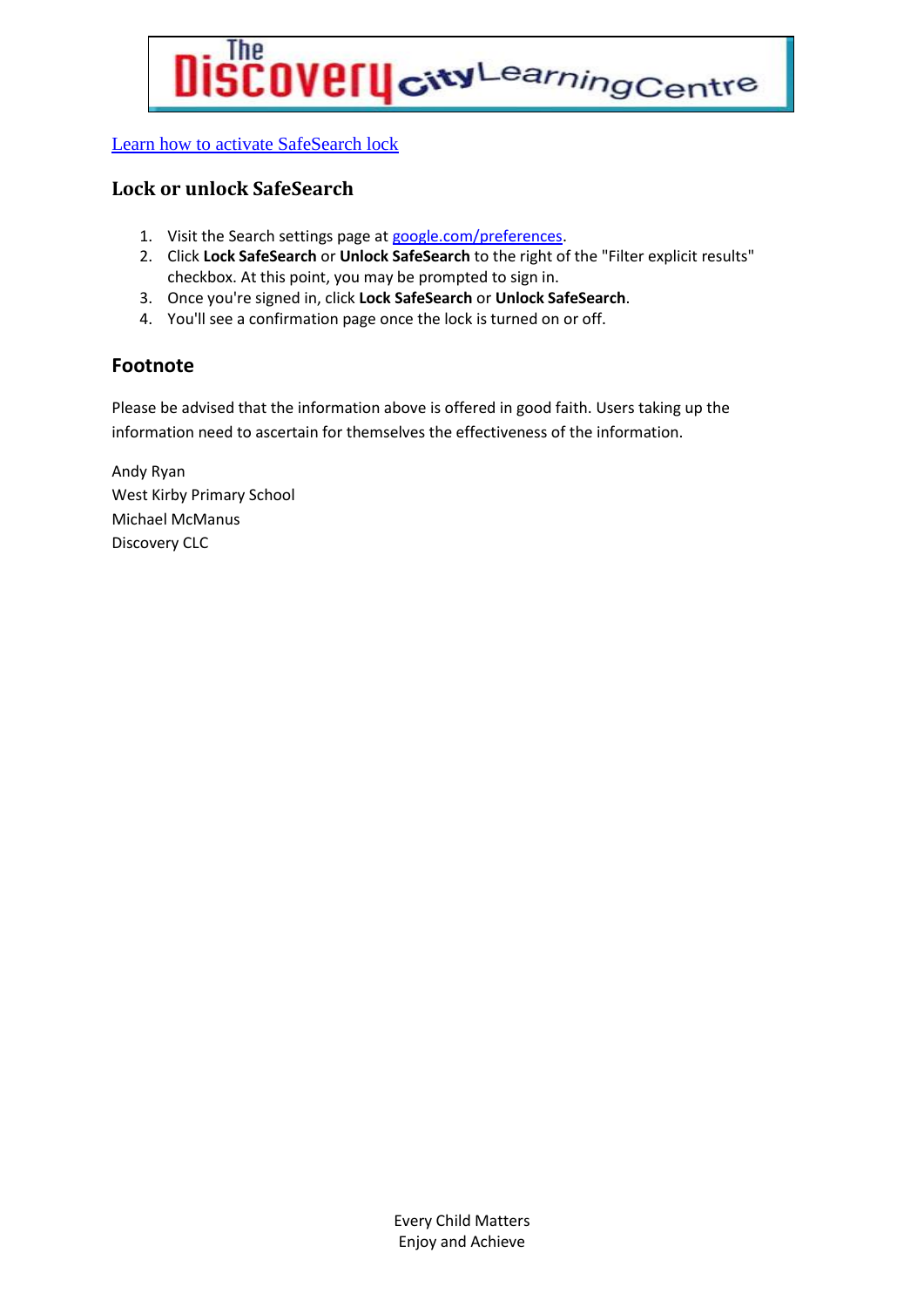The Discovery City Learning Centre

[Learn how to activate SafeSearch lock]

### Lock or unlock SafeSearch

1. Visit the Search settings page at [google.com/preferences].
2. Click **Lock SafeSearch** or **Unlock SafeSearch** to the right of the "Filter explicit results" checkbox. At this point, you may be prompted to sign in.
3. Once you're signed in, click **Lock SafeSearch** or **Unlock SafeSearch**.
4. You'll see a confirmation page once the lock is turned on or off.

## Footnote

Please be advised that the information above is offered in good faith. Users taking up the information need to ascertain for themselves the effectiveness of the information.

Andy Ryan
West Kirby Primary School
Michael McManus
Discovery CLC

Every Child Matters
Enjoy and Achieve